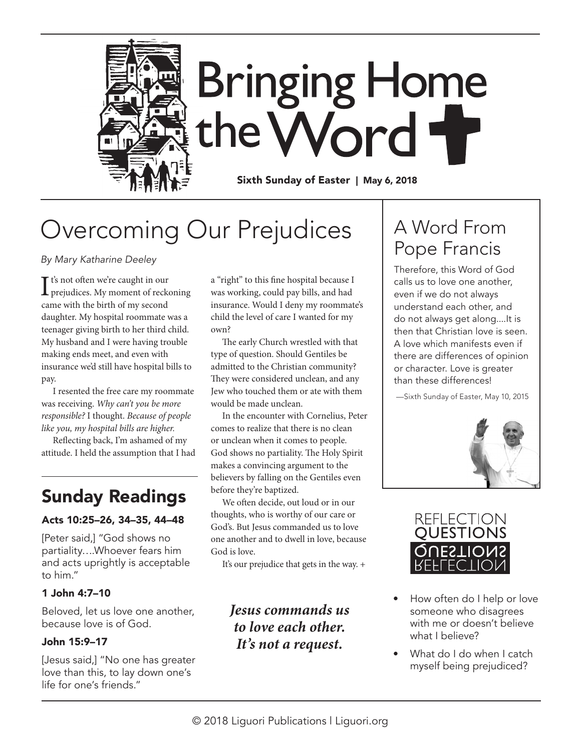# Bringing Home the Word

**Sixth Sunday of Easter | May 6, 2018**

## Overcoming Our Prejudices

*By Mary Katharine Deeley*

It's not often we're caught in our prejudices. My moment of reckoning came with the birth of my second daughter. My hospital roommate was a teenager giving birth to her third child. My husband and I were having trouble making ends meet, and even with insurance we'd still have hospital bills to pay.

I resented the free care my roommate was receiving. *Why can't you be more responsible?* I thought. *Because of people like you, my hospital bills are higher.*

Reflecting back, I'm ashamed of my attitude. I held the assumption that I had a "right" to this fine hospital because I was working, could pay bills, and had insurance. Would I deny my roommate's child the level of care I wanted for my own?

The early Church wrestled with that type of question. Should Gentiles be admitted to the Christian community? They were considered unclean, and any Jew who touched them or ate with them would be made unclean.

In the encounter with Cornelius, Peter comes to realize that there is no clean or unclean when it comes to people. God shows no partiality. The Holy Spirit makes a convincing argument to the believers by falling on the Gentiles even before they're baptized.

We often decide, out loud or in our thoughts, who is worthy of our care or God's. But Jesus commanded us to love one another and to dwell in love, because God is love.

It's our prejudice that gets in the way. +

***Jesus commands us to love each other. It's not a request.***

## Sunday Readings

### Acts 10:25–26, 34–35, 44–48

[Peter said,] "God shows no partiality….Whoever fears him and acts uprightly is acceptable to him."

### 1 John 4:7–10

Beloved, let us love one another, because love is of God.

### John 15:9–17

[Jesus said,] "No one has greater love than this, to lay down one's life for one's friends."

## A Word From Pope Francis

Therefore, this Word of God calls us to love one another, even if we do not always understand each other, and do not always get along….It is then that Christian love is seen. A love which manifests even if there are differences of opinion or character. Love is greater than these differences!

—Sixth Sunday of Easter, May 10, 2015

## Reflection Questions

- How often do I help or love someone who disagrees with me or doesn't believe what I believe?
- What do I do when I catch myself being prejudiced?

© 2018 Liguori Publications | Liguori.org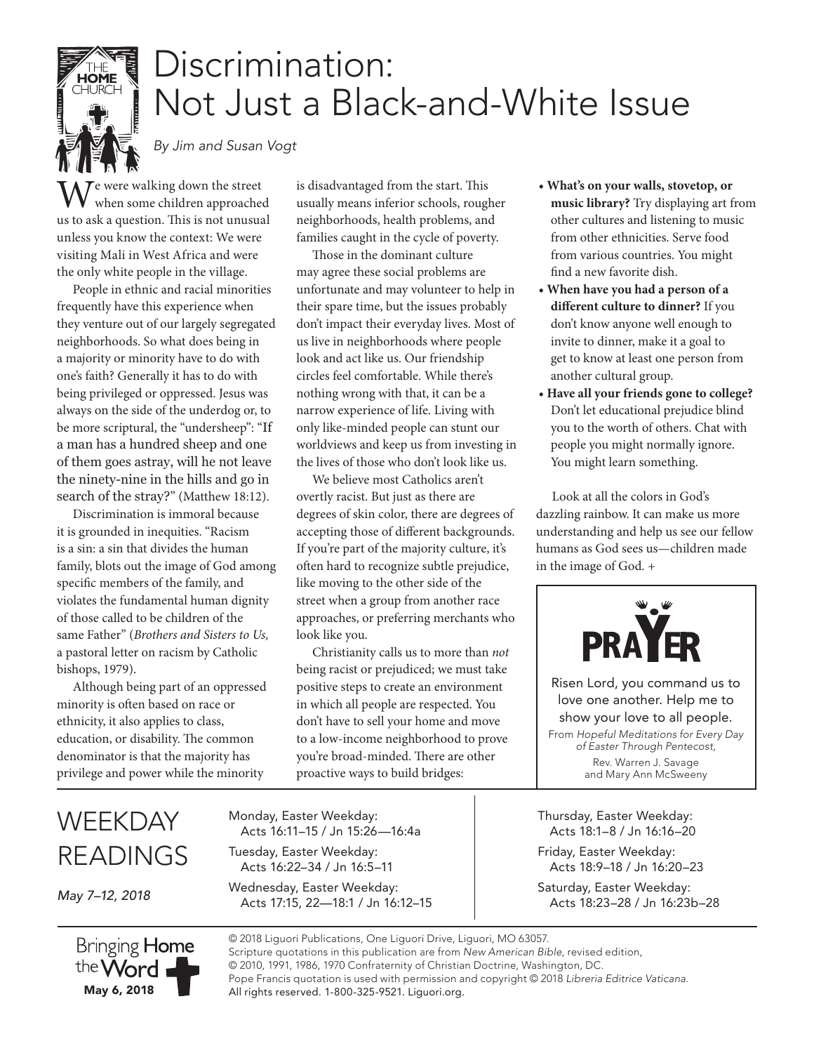# Discrimination: Not Just a Black-and-White Issue

*By Jim and Susan Vogt*

We were walking down the street when some children approached us to ask a question. This is not unusual unless you know the context: We were visiting Mali in West Africa and were the only white people in the village.

People in ethnic and racial minorities frequently have this experience when they venture out of our largely segregated neighborhoods. So what does being in a majority or minority have to do with one's faith? Generally it has to do with being privileged or oppressed. Jesus was always on the side of the underdog or, to be more scriptural, the "undersheep": "If a man has a hundred sheep and one of them goes astray, will he not leave the ninety-nine in the hills and go in search of the stray?" (Matthew 18:12).

Discrimination is immoral because it is grounded in inequities. "Racism is a sin: a sin that divides the human family, blots out the image of God among specific members of the family, and violates the fundamental human dignity of those called to be children of the same Father" (*Brothers and Sisters to Us,* a pastoral letter on racism by Catholic bishops, 1979).

Although being part of an oppressed minority is often based on race or ethnicity, it also applies to class, education, or disability. The common denominator is that the majority has privilege and power while the minority is disadvantaged from the start. This usually means inferior schools, rougher neighborhoods, health problems, and families caught in the cycle of poverty.

Those in the dominant culture may agree these social problems are unfortunate and may volunteer to help in their spare time, but the issues probably don't impact their everyday lives. Most of us live in neighborhoods where people look and act like us. Our friendship circles feel comfortable. While there's nothing wrong with that, it can be a narrow experience of life. Living with only like-minded people can stunt our worldviews and keep us from investing in the lives of those who don't look like us.

We believe most Catholics aren't overtly racist. But just as there are degrees of skin color, there are degrees of accepting those of different backgrounds. If you're part of the majority culture, it's often hard to recognize subtle prejudice, like moving to the other side of the street when a group from another race approaches, or preferring merchants who look like you.

Christianity calls us to more than *not* being racist or prejudiced; we must take positive steps to create an environment in which all people are respected. You don't have to sell your home and move to a low-income neighborhood to prove you're broad-minded. There are other proactive ways to build bridges:

- **What's on your walls, stovetop, or music library?** Try displaying art from other cultures and listening to music from other ethnicities. Serve food from various countries. You might find a new favorite dish.
- **When have you had a person of a different culture to dinner?** If you don't know anyone well enough to invite to dinner, make it a goal to get to know at least one person from another cultural group.
- **Have all your friends gone to college?** Don't let educational prejudice blind you to the worth of others. Chat with people you might normally ignore. You might learn something.

Look at all the colors in God's dazzling rainbow. It can make us more understanding and help us see our fellow humans as God sees us—children made in the image of God. +

## PRAYER

Risen Lord, you command us to love one another. Help me to show your love to all people.

From *Hopeful Meditations for Every Day of Easter Through Pentecost,*
Rev. Warren J. Savage and Mary Ann McSweeny

## WEEKDAY READINGS

*May 7–12, 2018*

Monday, Easter Weekday:
Acts 16:11–15 / Jn 15:26—16:4a

Tuesday, Easter Weekday:
Acts 16:22–34 / Jn 16:5–11

Wednesday, Easter Weekday:
Acts 17:15, 22—18:1 / Jn 16:12–15

Thursday, Easter Weekday:
Acts 18:1–8 / Jn 16:16–20

Friday, Easter Weekday:
Acts 18:9–18 / Jn 16:20–23

Saturday, Easter Weekday:
Acts 18:23–28 / Jn 16:23b–28

Bringing Home the Word
May 6, 2018

© 2018 Liguori Publications, One Liguori Drive, Liguori, MO 63057.
Scripture quotations in this publication are from *New American Bible,* revised edition,
© 2010, 1991, 1986, 1970 Confraternity of Christian Doctrine, Washington, DC.
Pope Francis quotation is used with permission and copyright © 2018 *Libreria Editrice Vaticana.*
All rights reserved. 1-800-325-9521. Liguori.org.